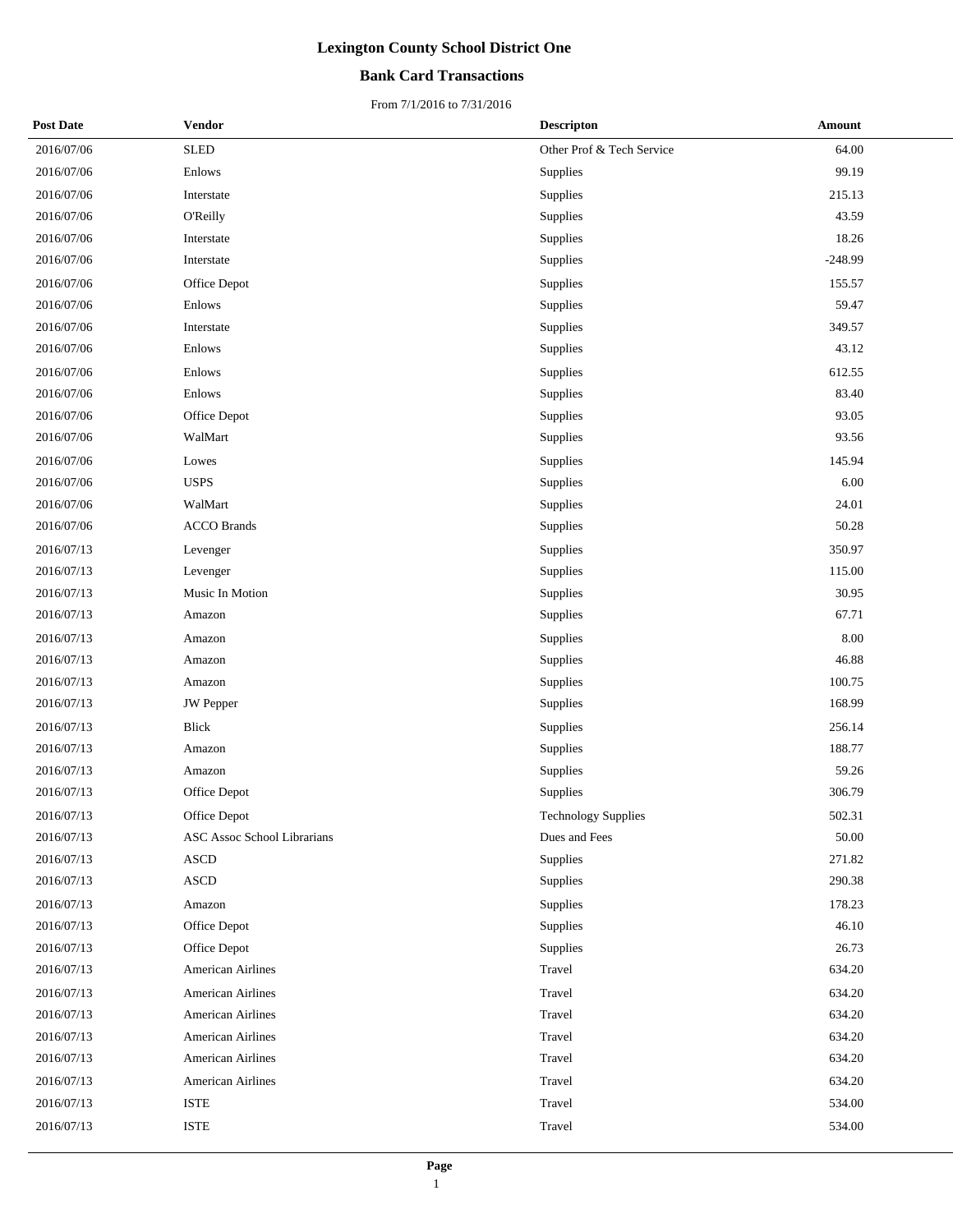# Lexington County School District One

## Bank Card Transactions

From 7/1/2016 to 7/31/2016

| Post Date | Vendor | Descripton | Amount |
|---|---|---|---|
| 2016/07/06 | SLED | Other Prof & Tech Service | 64.00 |
| 2016/07/06 | Enlows | Supplies | 99.19 |
| 2016/07/06 | Interstate | Supplies | 215.13 |
| 2016/07/06 | O'Reilly | Supplies | 43.59 |
| 2016/07/06 | Interstate | Supplies | 18.26 |
| 2016/07/06 | Interstate | Supplies | -248.99 |
| 2016/07/06 | Office Depot | Supplies | 155.57 |
| 2016/07/06 | Enlows | Supplies | 59.47 |
| 2016/07/06 | Interstate | Supplies | 349.57 |
| 2016/07/06 | Enlows | Supplies | 43.12 |
| 2016/07/06 | Enlows | Supplies | 612.55 |
| 2016/07/06 | Enlows | Supplies | 83.40 |
| 2016/07/06 | Office Depot | Supplies | 93.05 |
| 2016/07/06 | WalMart | Supplies | 93.56 |
| 2016/07/06 | Lowes | Supplies | 145.94 |
| 2016/07/06 | USPS | Supplies | 6.00 |
| 2016/07/06 | WalMart | Supplies | 24.01 |
| 2016/07/06 | ACCO Brands | Supplies | 50.28 |
| 2016/07/13 | Levenger | Supplies | 350.97 |
| 2016/07/13 | Levenger | Supplies | 115.00 |
| 2016/07/13 | Music In Motion | Supplies | 30.95 |
| 2016/07/13 | Amazon | Supplies | 67.71 |
| 2016/07/13 | Amazon | Supplies | 8.00 |
| 2016/07/13 | Amazon | Supplies | 46.88 |
| 2016/07/13 | Amazon | Supplies | 100.75 |
| 2016/07/13 | JW Pepper | Supplies | 168.99 |
| 2016/07/13 | Blick | Supplies | 256.14 |
| 2016/07/13 | Amazon | Supplies | 188.77 |
| 2016/07/13 | Amazon | Supplies | 59.26 |
| 2016/07/13 | Office Depot | Supplies | 306.79 |
| 2016/07/13 | Office Depot | Technology Supplies | 502.31 |
| 2016/07/13 | ASC Assoc School Librarians | Dues and Fees | 50.00 |
| 2016/07/13 | ASCD | Supplies | 271.82 |
| 2016/07/13 | ASCD | Supplies | 290.38 |
| 2016/07/13 | Amazon | Supplies | 178.23 |
| 2016/07/13 | Office Depot | Supplies | 46.10 |
| 2016/07/13 | Office Depot | Supplies | 26.73 |
| 2016/07/13 | American Airlines | Travel | 634.20 |
| 2016/07/13 | American Airlines | Travel | 634.20 |
| 2016/07/13 | American Airlines | Travel | 634.20 |
| 2016/07/13 | American Airlines | Travel | 634.20 |
| 2016/07/13 | American Airlines | Travel | 634.20 |
| 2016/07/13 | American Airlines | Travel | 634.20 |
| 2016/07/13 | ISTE | Travel | 534.00 |
| 2016/07/13 | ISTE | Travel | 534.00 |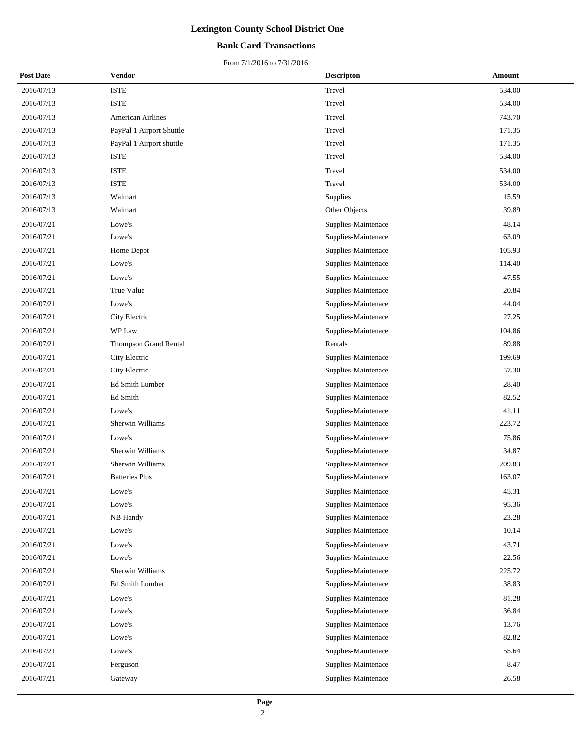# Lexington County School District One

## Bank Card Transactions

From 7/1/2016 to 7/31/2016

| Post Date | Vendor | Descripton | Amount |
|---|---|---|---|
| 2016/07/13 | ISTE | Travel | 534.00 |
| 2016/07/13 | ISTE | Travel | 534.00 |
| 2016/07/13 | American Airlines | Travel | 743.70 |
| 2016/07/13 | PayPal 1 Airport Shuttle | Travel | 171.35 |
| 2016/07/13 | PayPal 1 Airport shuttle | Travel | 171.35 |
| 2016/07/13 | ISTE | Travel | 534.00 |
| 2016/07/13 | ISTE | Travel | 534.00 |
| 2016/07/13 | ISTE | Travel | 534.00 |
| 2016/07/13 | Walmart | Supplies | 15.59 |
| 2016/07/13 | Walmart | Other Objects | 39.89 |
| 2016/07/21 | Lowe's | Supplies-Maintenace | 48.14 |
| 2016/07/21 | Lowe's | Supplies-Maintenace | 63.09 |
| 2016/07/21 | Home Depot | Supplies-Maintenace | 105.93 |
| 2016/07/21 | Lowe's | Supplies-Maintenace | 114.40 |
| 2016/07/21 | Lowe's | Supplies-Maintenace | 47.55 |
| 2016/07/21 | True Value | Supplies-Maintenace | 20.84 |
| 2016/07/21 | Lowe's | Supplies-Maintenace | 44.04 |
| 2016/07/21 | City Electric | Supplies-Maintenace | 27.25 |
| 2016/07/21 | WP Law | Supplies-Maintenace | 104.86 |
| 2016/07/21 | Thompson Grand Rental | Rentals | 89.88 |
| 2016/07/21 | City Electric | Supplies-Maintenace | 199.69 |
| 2016/07/21 | City Electric | Supplies-Maintenace | 57.30 |
| 2016/07/21 | Ed Smith Lumber | Supplies-Maintenace | 28.40 |
| 2016/07/21 | Ed Smith | Supplies-Maintenace | 82.52 |
| 2016/07/21 | Lowe's | Supplies-Maintenace | 41.11 |
| 2016/07/21 | Sherwin Williams | Supplies-Maintenace | 223.72 |
| 2016/07/21 | Lowe's | Supplies-Maintenace | 75.86 |
| 2016/07/21 | Sherwin Williams | Supplies-Maintenace | 34.87 |
| 2016/07/21 | Sherwin Williams | Supplies-Maintenace | 209.83 |
| 2016/07/21 | Batteries Plus | Supplies-Maintenace | 163.07 |
| 2016/07/21 | Lowe's | Supplies-Maintenace | 45.31 |
| 2016/07/21 | Lowe's | Supplies-Maintenace | 95.36 |
| 2016/07/21 | NB Handy | Supplies-Maintenace | 23.28 |
| 2016/07/21 | Lowe's | Supplies-Maintenace | 10.14 |
| 2016/07/21 | Lowe's | Supplies-Maintenace | 43.71 |
| 2016/07/21 | Lowe's | Supplies-Maintenace | 22.56 |
| 2016/07/21 | Sherwin Williams | Supplies-Maintenace | 225.72 |
| 2016/07/21 | Ed Smith Lumber | Supplies-Maintenace | 38.83 |
| 2016/07/21 | Lowe's | Supplies-Maintenace | 81.28 |
| 2016/07/21 | Lowe's | Supplies-Maintenace | 36.84 |
| 2016/07/21 | Lowe's | Supplies-Maintenace | 13.76 |
| 2016/07/21 | Lowe's | Supplies-Maintenace | 82.82 |
| 2016/07/21 | Lowe's | Supplies-Maintenace | 55.64 |
| 2016/07/21 | Ferguson | Supplies-Maintenace | 8.47 |
| 2016/07/21 | Gateway | Supplies-Maintenace | 26.58 |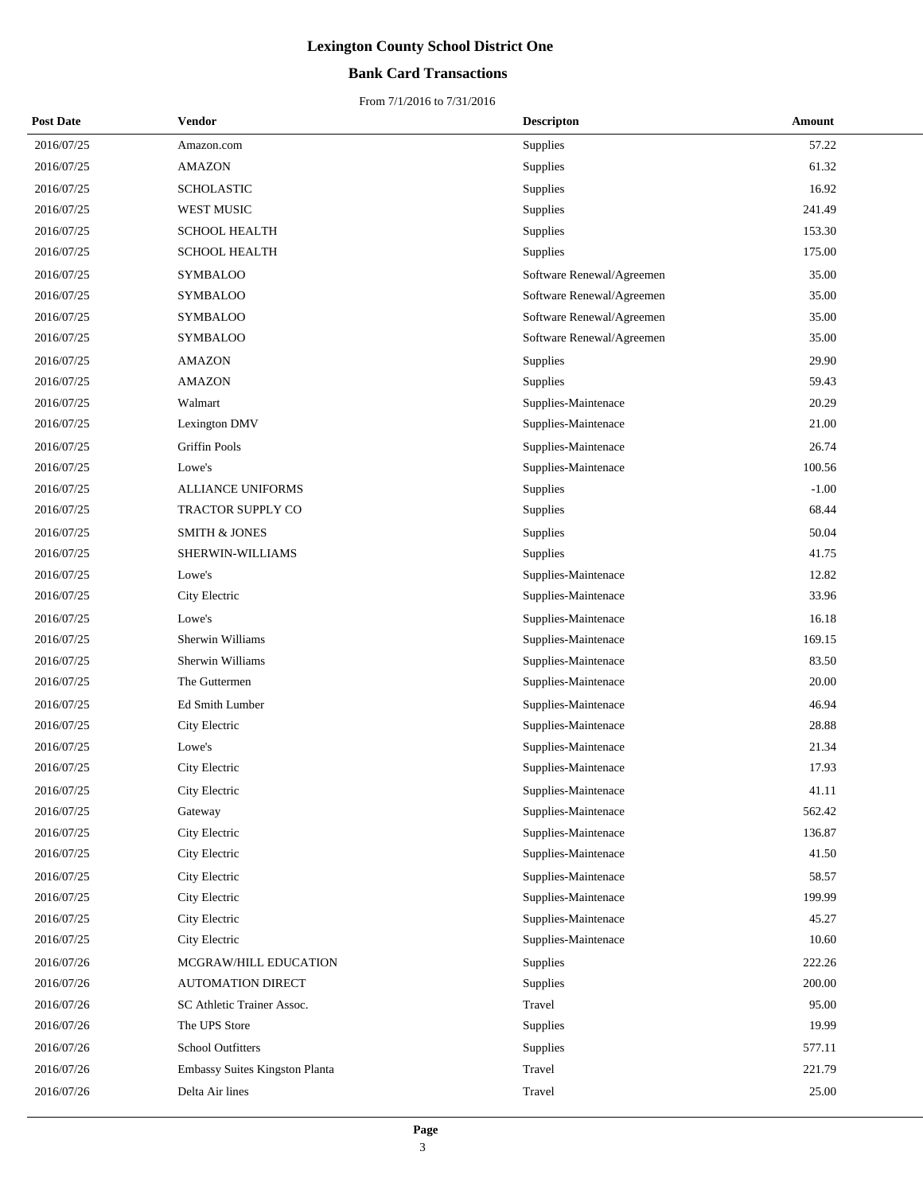# Lexington County School District One

## Bank Card Transactions

From 7/1/2016 to 7/31/2016

| Post Date | Vendor | Descripton | Amount |
|---|---|---|---|
| 2016/07/25 | Amazon.com | Supplies | 57.22 |
| 2016/07/25 | AMAZON | Supplies | 61.32 |
| 2016/07/25 | SCHOLASTIC | Supplies | 16.92 |
| 2016/07/25 | WEST MUSIC | Supplies | 241.49 |
| 2016/07/25 | SCHOOL HEALTH | Supplies | 153.30 |
| 2016/07/25 | SCHOOL HEALTH | Supplies | 175.00 |
| 2016/07/25 | SYMBALOO | Software Renewal/Agreemen | 35.00 |
| 2016/07/25 | SYMBALOO | Software Renewal/Agreemen | 35.00 |
| 2016/07/25 | SYMBALOO | Software Renewal/Agreemen | 35.00 |
| 2016/07/25 | SYMBALOO | Software Renewal/Agreemen | 35.00 |
| 2016/07/25 | AMAZON | Supplies | 29.90 |
| 2016/07/25 | AMAZON | Supplies | 59.43 |
| 2016/07/25 | Walmart | Supplies-Maintenace | 20.29 |
| 2016/07/25 | Lexington DMV | Supplies-Maintenace | 21.00 |
| 2016/07/25 | Griffin Pools | Supplies-Maintenace | 26.74 |
| 2016/07/25 | Lowe's | Supplies-Maintenace | 100.56 |
| 2016/07/25 | ALLIANCE UNIFORMS | Supplies | -1.00 |
| 2016/07/25 | TRACTOR SUPPLY CO | Supplies | 68.44 |
| 2016/07/25 | SMITH & JONES | Supplies | 50.04 |
| 2016/07/25 | SHERWIN-WILLIAMS | Supplies | 41.75 |
| 2016/07/25 | Lowe's | Supplies-Maintenace | 12.82 |
| 2016/07/25 | City Electric | Supplies-Maintenace | 33.96 |
| 2016/07/25 | Lowe's | Supplies-Maintenace | 16.18 |
| 2016/07/25 | Sherwin Williams | Supplies-Maintenace | 169.15 |
| 2016/07/25 | Sherwin Williams | Supplies-Maintenace | 83.50 |
| 2016/07/25 | The Guttermen | Supplies-Maintenace | 20.00 |
| 2016/07/25 | Ed Smith Lumber | Supplies-Maintenace | 46.94 |
| 2016/07/25 | City Electric | Supplies-Maintenace | 28.88 |
| 2016/07/25 | Lowe's | Supplies-Maintenace | 21.34 |
| 2016/07/25 | City Electric | Supplies-Maintenace | 17.93 |
| 2016/07/25 | City Electric | Supplies-Maintenace | 41.11 |
| 2016/07/25 | Gateway | Supplies-Maintenace | 562.42 |
| 2016/07/25 | City Electric | Supplies-Maintenace | 136.87 |
| 2016/07/25 | City Electric | Supplies-Maintenace | 41.50 |
| 2016/07/25 | City Electric | Supplies-Maintenace | 58.57 |
| 2016/07/25 | City Electric | Supplies-Maintenace | 199.99 |
| 2016/07/25 | City Electric | Supplies-Maintenace | 45.27 |
| 2016/07/25 | City Electric | Supplies-Maintenace | 10.60 |
| 2016/07/26 | MCGRAW/HILL EDUCATION | Supplies | 222.26 |
| 2016/07/26 | AUTOMATION DIRECT | Supplies | 200.00 |
| 2016/07/26 | SC Athletic Trainer Assoc. | Travel | 95.00 |
| 2016/07/26 | The UPS Store | Supplies | 19.99 |
| 2016/07/26 | School Outfitters | Supplies | 577.11 |
| 2016/07/26 | Embassy Suites Kingston Planta | Travel | 221.79 |
| 2016/07/26 | Delta Air lines | Travel | 25.00 |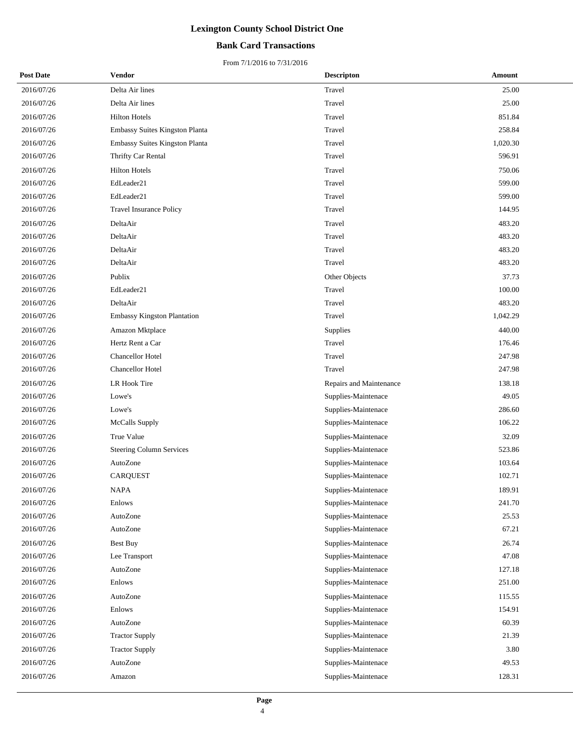# Lexington County School District One

## Bank Card Transactions

From 7/1/2016 to 7/31/2016

| Post Date | Vendor | Descripton | Amount |
|---|---|---|---|
| 2016/07/26 | Delta Air lines | Travel | 25.00 |
| 2016/07/26 | Delta Air lines | Travel | 25.00 |
| 2016/07/26 | Hilton Hotels | Travel | 851.84 |
| 2016/07/26 | Embassy Suites Kingston Planta | Travel | 258.84 |
| 2016/07/26 | Embassy Suites Kingston Planta | Travel | 1,020.30 |
| 2016/07/26 | Thrifty Car Rental | Travel | 596.91 |
| 2016/07/26 | Hilton Hotels | Travel | 750.06 |
| 2016/07/26 | EdLeader21 | Travel | 599.00 |
| 2016/07/26 | EdLeader21 | Travel | 599.00 |
| 2016/07/26 | Travel Insurance Policy | Travel | 144.95 |
| 2016/07/26 | DeltaAir | Travel | 483.20 |
| 2016/07/26 | DeltaAir | Travel | 483.20 |
| 2016/07/26 | DeltaAir | Travel | 483.20 |
| 2016/07/26 | DeltaAir | Travel | 483.20 |
| 2016/07/26 | Publix | Other Objects | 37.73 |
| 2016/07/26 | EdLeader21 | Travel | 100.00 |
| 2016/07/26 | DeltaAir | Travel | 483.20 |
| 2016/07/26 | Embassy Kingston Plantation | Travel | 1,042.29 |
| 2016/07/26 | Amazon Mktplace | Supplies | 440.00 |
| 2016/07/26 | Hertz Rent a Car | Travel | 176.46 |
| 2016/07/26 | Chancellor Hotel | Travel | 247.98 |
| 2016/07/26 | Chancellor Hotel | Travel | 247.98 |
| 2016/07/26 | LR Hook Tire | Repairs and Maintenance | 138.18 |
| 2016/07/26 | Lowe's | Supplies-Maintenace | 49.05 |
| 2016/07/26 | Lowe's | Supplies-Maintenace | 286.60 |
| 2016/07/26 | McCalls Supply | Supplies-Maintenace | 106.22 |
| 2016/07/26 | True Value | Supplies-Maintenace | 32.09 |
| 2016/07/26 | Steering Column Services | Supplies-Maintenace | 523.86 |
| 2016/07/26 | AutoZone | Supplies-Maintenace | 103.64 |
| 2016/07/26 | CARQUEST | Supplies-Maintenace | 102.71 |
| 2016/07/26 | NAPA | Supplies-Maintenace | 189.91 |
| 2016/07/26 | Enlows | Supplies-Maintenace | 241.70 |
| 2016/07/26 | AutoZone | Supplies-Maintenace | 25.53 |
| 2016/07/26 | AutoZone | Supplies-Maintenace | 67.21 |
| 2016/07/26 | Best Buy | Supplies-Maintenace | 26.74 |
| 2016/07/26 | Lee Transport | Supplies-Maintenace | 47.08 |
| 2016/07/26 | AutoZone | Supplies-Maintenace | 127.18 |
| 2016/07/26 | Enlows | Supplies-Maintenace | 251.00 |
| 2016/07/26 | AutoZone | Supplies-Maintenace | 115.55 |
| 2016/07/26 | Enlows | Supplies-Maintenace | 154.91 |
| 2016/07/26 | AutoZone | Supplies-Maintenace | 60.39 |
| 2016/07/26 | Tractor Supply | Supplies-Maintenace | 21.39 |
| 2016/07/26 | Tractor Supply | Supplies-Maintenace | 3.80 |
| 2016/07/26 | AutoZone | Supplies-Maintenace | 49.53 |
| 2016/07/26 | Amazon | Supplies-Maintenace | 128.31 |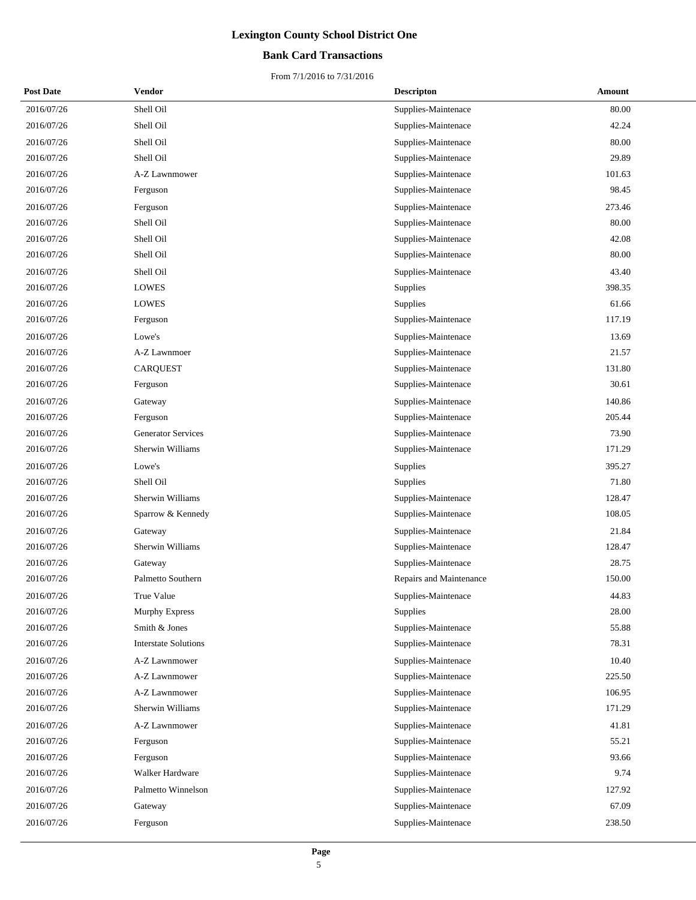# Lexington County School District One

## Bank Card Transactions

From 7/1/2016 to 7/31/2016

| Post Date | Vendor | Descripton | Amount |
|---|---|---|---|
| 2016/07/26 | Shell Oil | Supplies-Maintenace | 80.00 |
| 2016/07/26 | Shell Oil | Supplies-Maintenace | 42.24 |
| 2016/07/26 | Shell Oil | Supplies-Maintenace | 80.00 |
| 2016/07/26 | Shell Oil | Supplies-Maintenace | 29.89 |
| 2016/07/26 | A-Z Lawnmower | Supplies-Maintenace | 101.63 |
| 2016/07/26 | Ferguson | Supplies-Maintenace | 98.45 |
| 2016/07/26 | Ferguson | Supplies-Maintenace | 273.46 |
| 2016/07/26 | Shell Oil | Supplies-Maintenace | 80.00 |
| 2016/07/26 | Shell Oil | Supplies-Maintenace | 42.08 |
| 2016/07/26 | Shell Oil | Supplies-Maintenace | 80.00 |
| 2016/07/26 | Shell Oil | Supplies-Maintenace | 43.40 |
| 2016/07/26 | LOWES | Supplies | 398.35 |
| 2016/07/26 | LOWES | Supplies | 61.66 |
| 2016/07/26 | Ferguson | Supplies-Maintenace | 117.19 |
| 2016/07/26 | Lowe's | Supplies-Maintenace | 13.69 |
| 2016/07/26 | A-Z Lawnmoer | Supplies-Maintenace | 21.57 |
| 2016/07/26 | CARQUEST | Supplies-Maintenace | 131.80 |
| 2016/07/26 | Ferguson | Supplies-Maintenace | 30.61 |
| 2016/07/26 | Gateway | Supplies-Maintenace | 140.86 |
| 2016/07/26 | Ferguson | Supplies-Maintenace | 205.44 |
| 2016/07/26 | Generator Services | Supplies-Maintenace | 73.90 |
| 2016/07/26 | Sherwin Williams | Supplies-Maintenace | 171.29 |
| 2016/07/26 | Lowe's | Supplies | 395.27 |
| 2016/07/26 | Shell Oil | Supplies | 71.80 |
| 2016/07/26 | Sherwin Williams | Supplies-Maintenace | 128.47 |
| 2016/07/26 | Sparrow & Kennedy | Supplies-Maintenace | 108.05 |
| 2016/07/26 | Gateway | Supplies-Maintenace | 21.84 |
| 2016/07/26 | Sherwin Williams | Supplies-Maintenace | 128.47 |
| 2016/07/26 | Gateway | Supplies-Maintenace | 28.75 |
| 2016/07/26 | Palmetto Southern | Repairs and Maintenance | 150.00 |
| 2016/07/26 | True Value | Supplies-Maintenace | 44.83 |
| 2016/07/26 | Murphy Express | Supplies | 28.00 |
| 2016/07/26 | Smith & Jones | Supplies-Maintenace | 55.88 |
| 2016/07/26 | Interstate Solutions | Supplies-Maintenace | 78.31 |
| 2016/07/26 | A-Z Lawnmower | Supplies-Maintenace | 10.40 |
| 2016/07/26 | A-Z Lawnmower | Supplies-Maintenace | 225.50 |
| 2016/07/26 | A-Z Lawnmower | Supplies-Maintenace | 106.95 |
| 2016/07/26 | Sherwin Williams | Supplies-Maintenace | 171.29 |
| 2016/07/26 | A-Z Lawnmower | Supplies-Maintenace | 41.81 |
| 2016/07/26 | Ferguson | Supplies-Maintenace | 55.21 |
| 2016/07/26 | Ferguson | Supplies-Maintenace | 93.66 |
| 2016/07/26 | Walker Hardware | Supplies-Maintenace | 9.74 |
| 2016/07/26 | Palmetto Winnelson | Supplies-Maintenace | 127.92 |
| 2016/07/26 | Gateway | Supplies-Maintenace | 67.09 |
| 2016/07/26 | Ferguson | Supplies-Maintenace | 238.50 |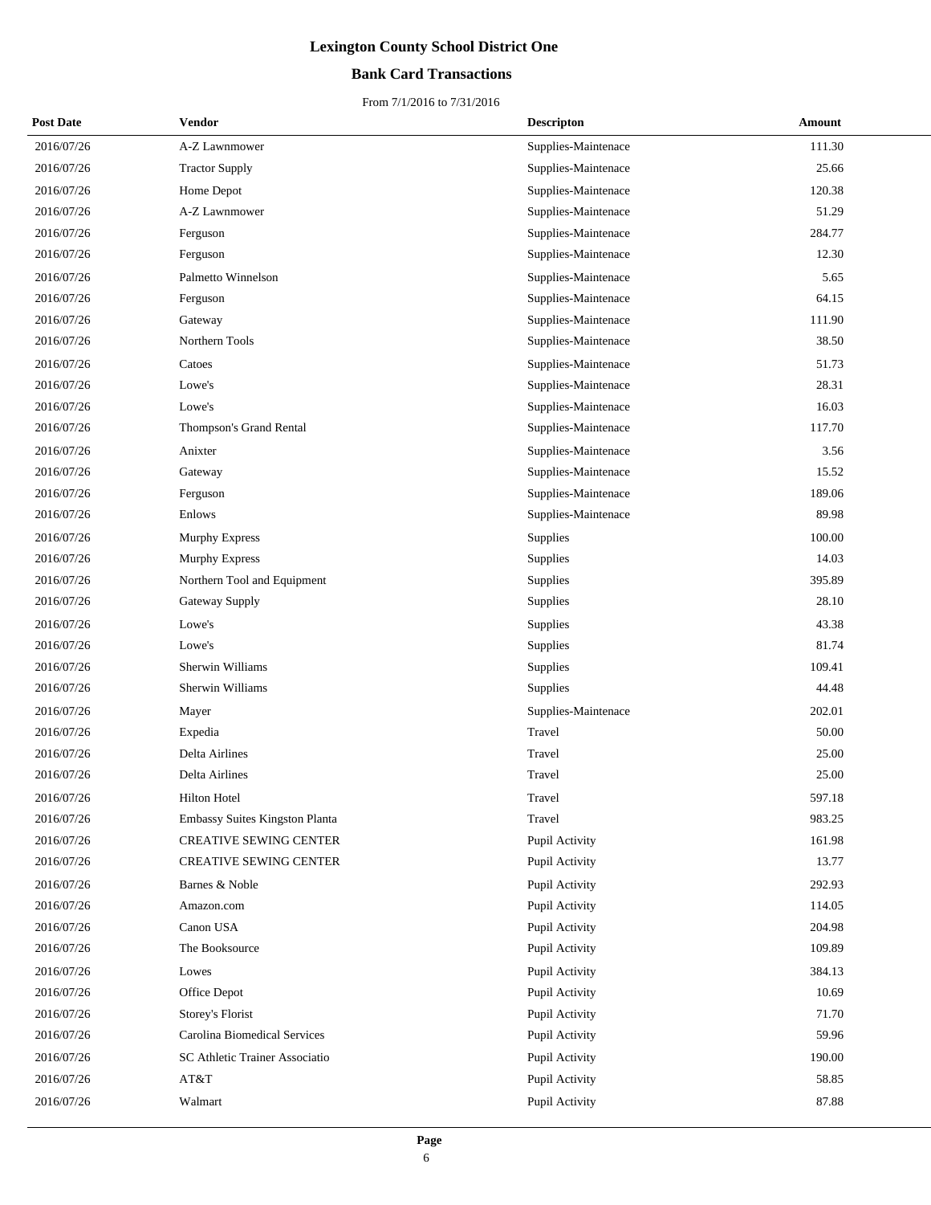# Lexington County School District One

## Bank Card Transactions

From 7/1/2016 to 7/31/2016

| Post Date | Vendor | Descripton | Amount |
|---|---|---|---|
| 2016/07/26 | A-Z Lawnmower | Supplies-Maintenace | 111.30 |
| 2016/07/26 | Tractor Supply | Supplies-Maintenace | 25.66 |
| 2016/07/26 | Home Depot | Supplies-Maintenace | 120.38 |
| 2016/07/26 | A-Z Lawnmower | Supplies-Maintenace | 51.29 |
| 2016/07/26 | Ferguson | Supplies-Maintenace | 284.77 |
| 2016/07/26 | Ferguson | Supplies-Maintenace | 12.30 |
| 2016/07/26 | Palmetto Winnelson | Supplies-Maintenace | 5.65 |
| 2016/07/26 | Ferguson | Supplies-Maintenace | 64.15 |
| 2016/07/26 | Gateway | Supplies-Maintenace | 111.90 |
| 2016/07/26 | Northern Tools | Supplies-Maintenace | 38.50 |
| 2016/07/26 | Catoes | Supplies-Maintenace | 51.73 |
| 2016/07/26 | Lowe's | Supplies-Maintenace | 28.31 |
| 2016/07/26 | Lowe's | Supplies-Maintenace | 16.03 |
| 2016/07/26 | Thompson's Grand Rental | Supplies-Maintenace | 117.70 |
| 2016/07/26 | Anixter | Supplies-Maintenace | 3.56 |
| 2016/07/26 | Gateway | Supplies-Maintenace | 15.52 |
| 2016/07/26 | Ferguson | Supplies-Maintenace | 189.06 |
| 2016/07/26 | Enlows | Supplies-Maintenace | 89.98 |
| 2016/07/26 | Murphy Express | Supplies | 100.00 |
| 2016/07/26 | Murphy Express | Supplies | 14.03 |
| 2016/07/26 | Northern Tool and Equipment | Supplies | 395.89 |
| 2016/07/26 | Gateway Supply | Supplies | 28.10 |
| 2016/07/26 | Lowe's | Supplies | 43.38 |
| 2016/07/26 | Lowe's | Supplies | 81.74 |
| 2016/07/26 | Sherwin Williams | Supplies | 109.41 |
| 2016/07/26 | Sherwin Williams | Supplies | 44.48 |
| 2016/07/26 | Mayer | Supplies-Maintenace | 202.01 |
| 2016/07/26 | Expedia | Travel | 50.00 |
| 2016/07/26 | Delta Airlines | Travel | 25.00 |
| 2016/07/26 | Delta Airlines | Travel | 25.00 |
| 2016/07/26 | Hilton Hotel | Travel | 597.18 |
| 2016/07/26 | Embassy Suites Kingston Planta | Travel | 983.25 |
| 2016/07/26 | CREATIVE SEWING CENTER | Pupil Activity | 161.98 |
| 2016/07/26 | CREATIVE SEWING CENTER | Pupil Activity | 13.77 |
| 2016/07/26 | Barnes & Noble | Pupil Activity | 292.93 |
| 2016/07/26 | Amazon.com | Pupil Activity | 114.05 |
| 2016/07/26 | Canon USA | Pupil Activity | 204.98 |
| 2016/07/26 | The Booksource | Pupil Activity | 109.89 |
| 2016/07/26 | Lowes | Pupil Activity | 384.13 |
| 2016/07/26 | Office Depot | Pupil Activity | 10.69 |
| 2016/07/26 | Storey's Florist | Pupil Activity | 71.70 |
| 2016/07/26 | Carolina Biomedical Services | Pupil Activity | 59.96 |
| 2016/07/26 | SC Athletic Trainer Associatio | Pupil Activity | 190.00 |
| 2016/07/26 | AT&T | Pupil Activity | 58.85 |
| 2016/07/26 | Walmart | Pupil Activity | 87.88 |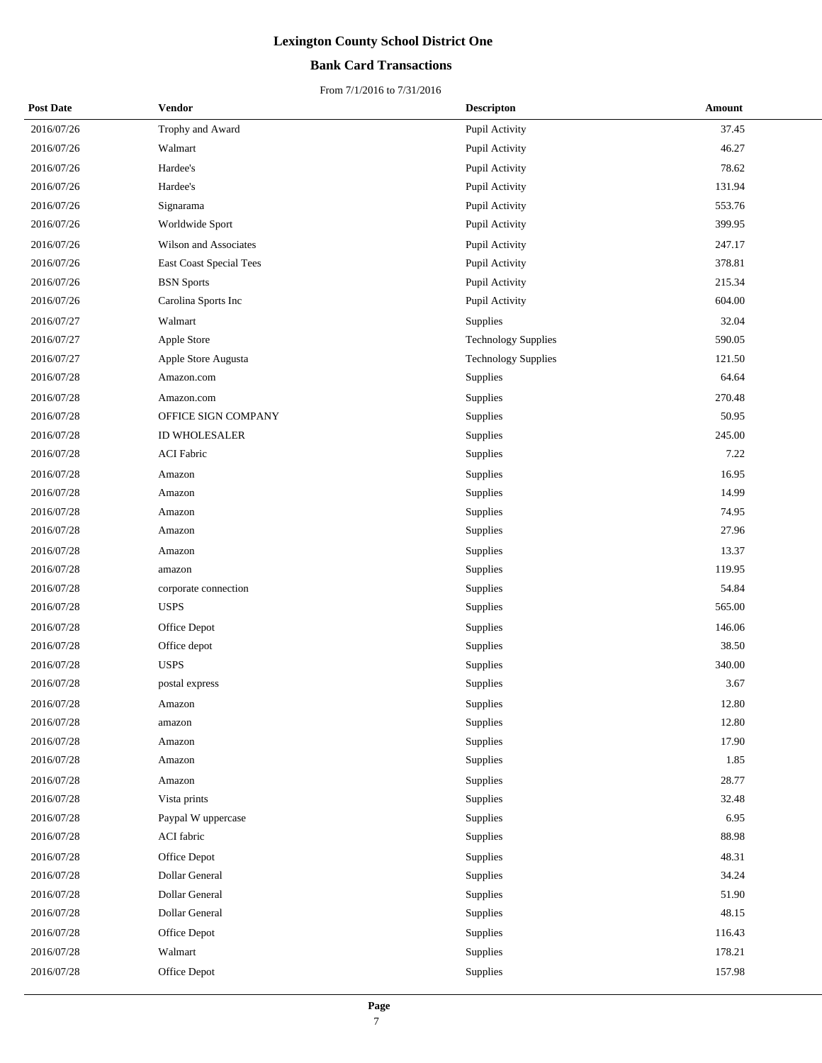# Lexington County School District One

## Bank Card Transactions

From 7/1/2016 to 7/31/2016

| Post Date | Vendor | Descripton | Amount |
|---|---|---|---|
| 2016/07/26 | Trophy and Award | Pupil Activity | 37.45 |
| 2016/07/26 | Walmart | Pupil Activity | 46.27 |
| 2016/07/26 | Hardee's | Pupil Activity | 78.62 |
| 2016/07/26 | Hardee's | Pupil Activity | 131.94 |
| 2016/07/26 | Signarama | Pupil Activity | 553.76 |
| 2016/07/26 | Worldwide Sport | Pupil Activity | 399.95 |
| 2016/07/26 | Wilson and Associates | Pupil Activity | 247.17 |
| 2016/07/26 | East Coast Special Tees | Pupil Activity | 378.81 |
| 2016/07/26 | BSN Sports | Pupil Activity | 215.34 |
| 2016/07/26 | Carolina Sports Inc | Pupil Activity | 604.00 |
| 2016/07/27 | Walmart | Supplies | 32.04 |
| 2016/07/27 | Apple Store | Technology Supplies | 590.05 |
| 2016/07/27 | Apple Store Augusta | Technology Supplies | 121.50 |
| 2016/07/28 | Amazon.com | Supplies | 64.64 |
| 2016/07/28 | Amazon.com | Supplies | 270.48 |
| 2016/07/28 | OFFICE SIGN COMPANY | Supplies | 50.95 |
| 2016/07/28 | ID WHOLESALER | Supplies | 245.00 |
| 2016/07/28 | ACI Fabric | Supplies | 7.22 |
| 2016/07/28 | Amazon | Supplies | 16.95 |
| 2016/07/28 | Amazon | Supplies | 14.99 |
| 2016/07/28 | Amazon | Supplies | 74.95 |
| 2016/07/28 | Amazon | Supplies | 27.96 |
| 2016/07/28 | Amazon | Supplies | 13.37 |
| 2016/07/28 | amazon | Supplies | 119.95 |
| 2016/07/28 | corporate connection | Supplies | 54.84 |
| 2016/07/28 | USPS | Supplies | 565.00 |
| 2016/07/28 | Office Depot | Supplies | 146.06 |
| 2016/07/28 | Office depot | Supplies | 38.50 |
| 2016/07/28 | USPS | Supplies | 340.00 |
| 2016/07/28 | postal express | Supplies | 3.67 |
| 2016/07/28 | Amazon | Supplies | 12.80 |
| 2016/07/28 | amazon | Supplies | 12.80 |
| 2016/07/28 | Amazon | Supplies | 17.90 |
| 2016/07/28 | Amazon | Supplies | 1.85 |
| 2016/07/28 | Amazon | Supplies | 28.77 |
| 2016/07/28 | Vista prints | Supplies | 32.48 |
| 2016/07/28 | Paypal W uppercase | Supplies | 6.95 |
| 2016/07/28 | ACI fabric | Supplies | 88.98 |
| 2016/07/28 | Office Depot | Supplies | 48.31 |
| 2016/07/28 | Dollar General | Supplies | 34.24 |
| 2016/07/28 | Dollar General | Supplies | 51.90 |
| 2016/07/28 | Dollar General | Supplies | 48.15 |
| 2016/07/28 | Office Depot | Supplies | 116.43 |
| 2016/07/28 | Walmart | Supplies | 178.21 |
| 2016/07/28 | Office Depot | Supplies | 157.98 |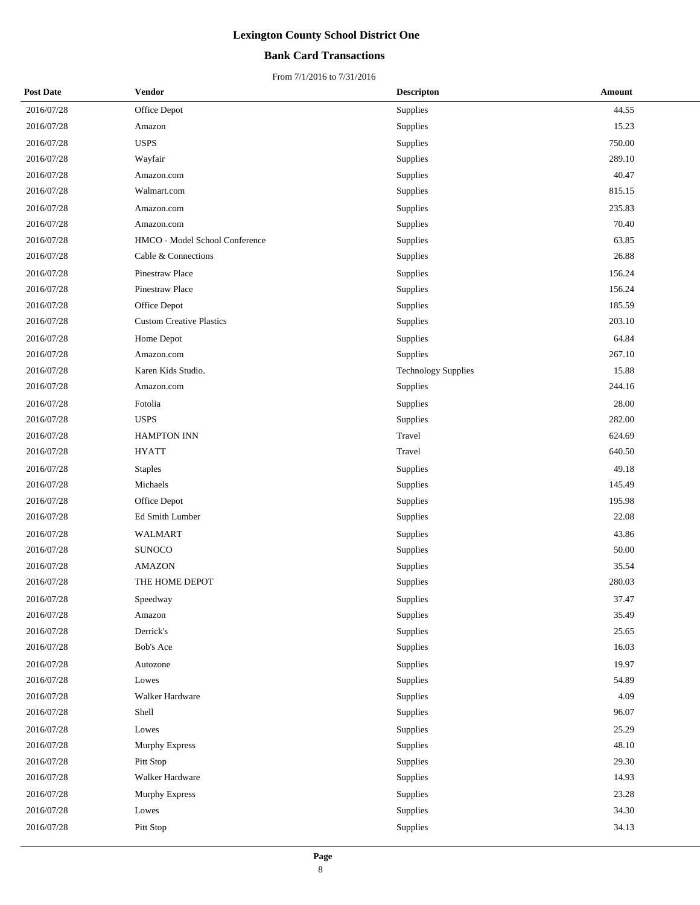# Lexington County School District One

## Bank Card Transactions

From 7/1/2016 to 7/31/2016

| Post Date | Vendor | Descripton | Amount |
|---|---|---|---|
| 2016/07/28 | Office Depot | Supplies | 44.55 |
| 2016/07/28 | Amazon | Supplies | 15.23 |
| 2016/07/28 | USPS | Supplies | 750.00 |
| 2016/07/28 | Wayfair | Supplies | 289.10 |
| 2016/07/28 | Amazon.com | Supplies | 40.47 |
| 2016/07/28 | Walmart.com | Supplies | 815.15 |
| 2016/07/28 | Amazon.com | Supplies | 235.83 |
| 2016/07/28 | Amazon.com | Supplies | 70.40 |
| 2016/07/28 | HMCO - Model School Conference | Supplies | 63.85 |
| 2016/07/28 | Cable & Connections | Supplies | 26.88 |
| 2016/07/28 | Pinestraw Place | Supplies | 156.24 |
| 2016/07/28 | Pinestraw Place | Supplies | 156.24 |
| 2016/07/28 | Office Depot | Supplies | 185.59 |
| 2016/07/28 | Custom Creative Plastics | Supplies | 203.10 |
| 2016/07/28 | Home Depot | Supplies | 64.84 |
| 2016/07/28 | Amazon.com | Supplies | 267.10 |
| 2016/07/28 | Karen Kids Studio. | Technology Supplies | 15.88 |
| 2016/07/28 | Amazon.com | Supplies | 244.16 |
| 2016/07/28 | Fotolia | Supplies | 28.00 |
| 2016/07/28 | USPS | Supplies | 282.00 |
| 2016/07/28 | HAMPTON INN | Travel | 624.69 |
| 2016/07/28 | HYATT | Travel | 640.50 |
| 2016/07/28 | Staples | Supplies | 49.18 |
| 2016/07/28 | Michaels | Supplies | 145.49 |
| 2016/07/28 | Office Depot | Supplies | 195.98 |
| 2016/07/28 | Ed Smith Lumber | Supplies | 22.08 |
| 2016/07/28 | WALMART | Supplies | 43.86 |
| 2016/07/28 | SUNOCO | Supplies | 50.00 |
| 2016/07/28 | AMAZON | Supplies | 35.54 |
| 2016/07/28 | THE HOME DEPOT | Supplies | 280.03 |
| 2016/07/28 | Speedway | Supplies | 37.47 |
| 2016/07/28 | Amazon | Supplies | 35.49 |
| 2016/07/28 | Derrick's | Supplies | 25.65 |
| 2016/07/28 | Bob's Ace | Supplies | 16.03 |
| 2016/07/28 | Autozone | Supplies | 19.97 |
| 2016/07/28 | Lowes | Supplies | 54.89 |
| 2016/07/28 | Walker Hardware | Supplies | 4.09 |
| 2016/07/28 | Shell | Supplies | 96.07 |
| 2016/07/28 | Lowes | Supplies | 25.29 |
| 2016/07/28 | Murphy Express | Supplies | 48.10 |
| 2016/07/28 | Pitt Stop | Supplies | 29.30 |
| 2016/07/28 | Walker Hardware | Supplies | 14.93 |
| 2016/07/28 | Murphy Express | Supplies | 23.28 |
| 2016/07/28 | Lowes | Supplies | 34.30 |
| 2016/07/28 | Pitt Stop | Supplies | 34.13 |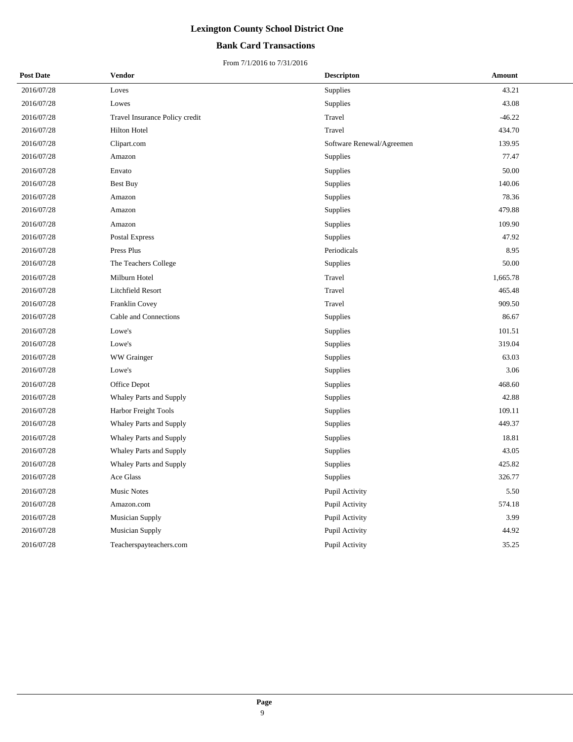# Lexington County School District One

## Bank Card Transactions

From 7/1/2016 to 7/31/2016

| Post Date | Vendor | Descripton | Amount |
|---|---|---|---|
| 2016/07/28 | Loves | Supplies | 43.21 |
| 2016/07/28 | Lowes | Supplies | 43.08 |
| 2016/07/28 | Travel Insurance Policy credit | Travel | -46.22 |
| 2016/07/28 | Hilton Hotel | Travel | 434.70 |
| 2016/07/28 | Clipart.com | Software Renewal/Agreemen | 139.95 |
| 2016/07/28 | Amazon | Supplies | 77.47 |
| 2016/07/28 | Envato | Supplies | 50.00 |
| 2016/07/28 | Best Buy | Supplies | 140.06 |
| 2016/07/28 | Amazon | Supplies | 78.36 |
| 2016/07/28 | Amazon | Supplies | 479.88 |
| 2016/07/28 | Amazon | Supplies | 109.90 |
| 2016/07/28 | Postal Express | Supplies | 47.92 |
| 2016/07/28 | Press Plus | Periodicals | 8.95 |
| 2016/07/28 | The Teachers College | Supplies | 50.00 |
| 2016/07/28 | Milburn Hotel | Travel | 1,665.78 |
| 2016/07/28 | Litchfield Resort | Travel | 465.48 |
| 2016/07/28 | Franklin Covey | Travel | 909.50 |
| 2016/07/28 | Cable and Connections | Supplies | 86.67 |
| 2016/07/28 | Lowe's | Supplies | 101.51 |
| 2016/07/28 | Lowe's | Supplies | 319.04 |
| 2016/07/28 | WW Grainger | Supplies | 63.03 |
| 2016/07/28 | Lowe's | Supplies | 3.06 |
| 2016/07/28 | Office Depot | Supplies | 468.60 |
| 2016/07/28 | Whaley Parts and Supply | Supplies | 42.88 |
| 2016/07/28 | Harbor Freight Tools | Supplies | 109.11 |
| 2016/07/28 | Whaley Parts and Supply | Supplies | 449.37 |
| 2016/07/28 | Whaley Parts and Supply | Supplies | 18.81 |
| 2016/07/28 | Whaley Parts and Supply | Supplies | 43.05 |
| 2016/07/28 | Whaley Parts and Supply | Supplies | 425.82 |
| 2016/07/28 | Ace Glass | Supplies | 326.77 |
| 2016/07/28 | Music Notes | Pupil Activity | 5.50 |
| 2016/07/28 | Amazon.com | Pupil Activity | 574.18 |
| 2016/07/28 | Musician Supply | Pupil Activity | 3.99 |
| 2016/07/28 | Musician Supply | Pupil Activity | 44.92 |
| 2016/07/28 | Teacherspayteachers.com | Pupil Activity | 35.25 |